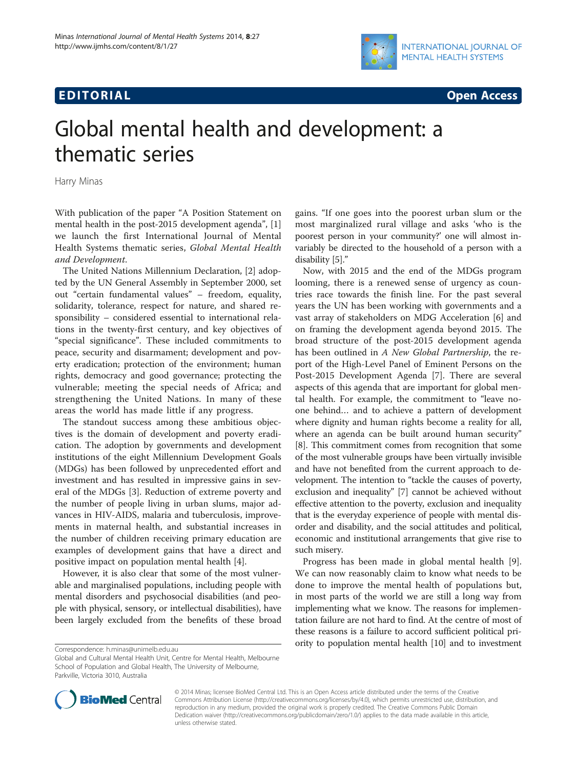EDITORIAL

Open Access

# Global mental health and development: a thematic series

Harry Minas

With publication of the paper "A Position Statement on mental health in the post-2015 development agenda", [1] we launch the first International Journal of Mental Health Systems thematic series, *Global Mental Health and Development.*

The United Nations Millennium Declaration, [2] adopted by the UN General Assembly in September 2000, set out "certain fundamental values" – freedom, equality, solidarity, tolerance, respect for nature, and shared responsibility – considered essential to international relations in the twenty-first century, and key objectives of "special significance". These included commitments to peace, security and disarmament; development and poverty eradication; protection of the environment; human rights, democracy and good governance; protecting the vulnerable; meeting the special needs of Africa; and strengthening the United Nations. In many of these areas the world has made little if any progress.

The standout success among these ambitious objectives is the domain of development and poverty eradication. The adoption by governments and development institutions of the eight Millennium Development Goals (MDGs) has been followed by unprecedented effort and investment and has resulted in impressive gains in several of the MDGs [3]. Reduction of extreme poverty and the number of people living in urban slums, major advances in HIV-AIDS, malaria and tuberculosis, improvements in maternal health, and substantial increases in the number of children receiving primary education are examples of development gains that have a direct and positive impact on population mental health [4].

However, it is also clear that some of the most vulnerable and marginalised populations, including people with mental disorders and psychosocial disabilities (and people with physical, sensory, or intellectual disabilities), have been largely excluded from the benefits of these broad gains. "If one goes into the poorest urban slum or the most marginalized rural village and asks 'who is the poorest person in your community?' one will almost invariably be directed to the household of a person with a disability [5]."

Now, with 2015 and the end of the MDGs program looming, there is a renewed sense of urgency as countries race towards the finish line. For the past several years the UN has been working with governments and a vast array of stakeholders on MDG Acceleration [6] and on framing the development agenda beyond 2015. The broad structure of the post-2015 development agenda has been outlined in *A New Global Partnership*, the report of the High-Level Panel of Eminent Persons on the Post-2015 Development Agenda [7]. There are several aspects of this agenda that are important for global mental health. For example, the commitment to "leave no-one behind… and to achieve a pattern of development where dignity and human rights become a reality for all, where an agenda can be built around human security" [8]. This commitment comes from recognition that some of the most vulnerable groups have been virtually invisible and have not benefited from the current approach to development. The intention to "tackle the causes of poverty, exclusion and inequality" [7] cannot be achieved without effective attention to the poverty, exclusion and inequality that is the everyday experience of people with mental disorder and disability, and the social attitudes and political, economic and institutional arrangements that give rise to such misery.

Progress has been made in global mental health [9]. We can now reasonably claim to know what needs to be done to improve the mental health of populations but, in most parts of the world we are still a long way from implementing what we know. The reasons for implementation failure are not hard to find. At the centre of most of these reasons is a failure to accord sufficient political priority to population mental health [10] and to investment

Correspondence: h.minas@unimelb.edu.au

Global and Cultural Mental Health Unit, Centre for Mental Health, Melbourne School of Population and Global Health, The University of Melbourne, Parkville, Victoria 3010, Australia

© 2014 Minas; licensee BioMed Central Ltd. This is an Open Access article distributed under the terms of the Creative Commons Attribution License (http://creativecommons.org/licenses/by/4.0), which permits unrestricted use, distribution, and reproduction in any medium, provided the original work is properly credited. The Creative Commons Public Domain Dedication waiver (http://creativecommons.org/publicdomain/zero/1.0/) applies to the data made available in this article, unless otherwise stated.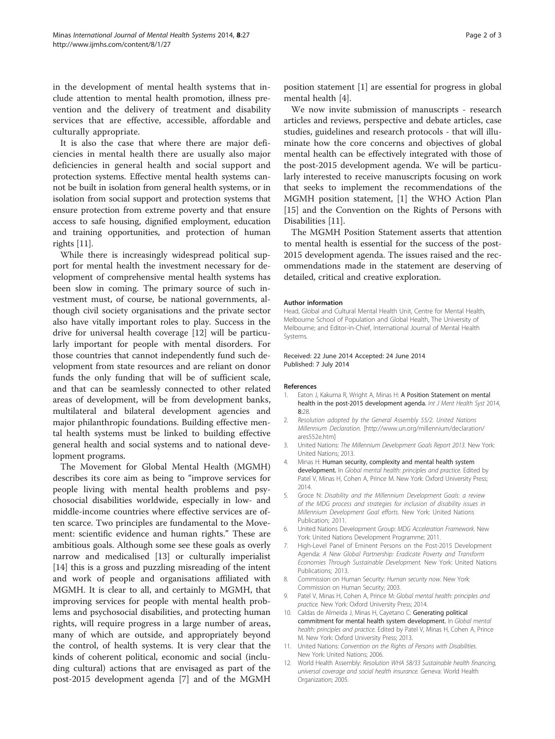in the development of mental health systems that include attention to mental health promotion, illness prevention and the delivery of treatment and disability services that are effective, accessible, affordable and culturally appropriate.

It is also the case that where there are major deficiencies in mental health there are usually also major deficiencies in general health and social support and protection systems. Effective mental health systems cannot be built in isolation from general health systems, or in isolation from social support and protection systems that ensure protection from extreme poverty and that ensure access to safe housing, dignified employment, education and training opportunities, and protection of human rights [11].

While there is increasingly widespread political support for mental health the investment necessary for development of comprehensive mental health systems has been slow in coming. The primary source of such investment must, of course, be national governments, although civil society organisations and the private sector also have vitally important roles to play. Success in the drive for universal health coverage [12] will be particularly important for people with mental disorders. For those countries that cannot independently fund such development from state resources and are reliant on donor funds the only funding that will be of sufficient scale, and that can be seamlessly connected to other related areas of development, will be from development banks, multilateral and bilateral development agencies and major philanthropic foundations. Building effective mental health systems must be linked to building effective general health and social systems and to national development programs.

The Movement for Global Mental Health (MGMH) describes its core aim as being to "improve services for people living with mental health problems and psychosocial disabilities worldwide, especially in low- and middle-income countries where effective services are often scarce. Two principles are fundamental to the Movement: scientific evidence and human rights." These are ambitious goals. Although some see these goals as overly narrow and medicalised [13] or culturally imperialist [14] this is a gross and puzzling misreading of the intent and work of people and organisations affiliated with MGMH. It is clear to all, and certainly to MGMH, that improving services for people with mental health problems and psychosocial disabilities, and protecting human rights, will require progress in a large number of areas, many of which are outside, and appropriately beyond the control, of health systems. It is very clear that the kinds of coherent political, economic and social (including cultural) actions that are envisaged as part of the post-2015 development agenda [7] and of the MGMH position statement [1] are essential for progress in global mental health [4].

We now invite submission of manuscripts - research articles and reviews, perspective and debate articles, case studies, guidelines and research protocols - that will illuminate how the core concerns and objectives of global mental health can be effectively integrated with those of the post-2015 development agenda. We will be particularly interested to receive manuscripts focusing on work that seeks to implement the recommendations of the MGMH position statement, [1] the WHO Action Plan [15] and the Convention on the Rights of Persons with Disabilities [11].

The MGMH Position Statement asserts that attention to mental health is essential for the success of the post-2015 development agenda. The issues raised and the recommendations made in the statement are deserving of detailed, critical and creative exploration.

#### Author information

Head, Global and Cultural Mental Health Unit, Centre for Mental Health, Melbourne School of Population and Global Health, The University of Melbourne; and Editor-in-Chief, International Journal of Mental Health Systems.

Received: 22 June 2014 Accepted: 24 June 2014
Published: 7 July 2014

#### References

1. Eaton J, Kakuma R, Wright A, Minas H: **A Position Statement on mental health in the post-2015 development agenda.** *Int J Ment Health Syst* 2014, **8:**28.
2. *Resolution adopted by the General Assembly 55/2. United Nations Millennium Declaration.* [http://www.un.org/millennium/declaration/ares552e.htm]
3. United Nations: *The Millennium Development Goals Report 2013.* New York: United Nations; 2013.
4. Minas H: **Human security, complexity and mental health system development.** In *Global mental health: principles and practice.* Edited by Patel V, Minas H, Cohen A, Prince M. New York: Oxford University Press; 2014.
5. Groce N: *Disability and the Millennium Development Goals: a review of the MDG process and strategies for inclusion of disability issues in Millennium Development Goal efforts.* New York: United Nations Publication; 2011.
6. United Nations Development Group: *MDG Acceleration Framework.* New York: United Nations Development Programme; 2011.
7. High-Level Panel of Eminent Persons on the Post-2015 Development Agenda: *A New Global Partnership: Eradicate Poverty and Transform Economies Through Sustainable Development.* New York: United Nations Publications; 2013.
8. Commission on Human Security: *Human security now.* New York: Commission on Human Security; 2003.
9. Patel V, Minas H, Cohen A, Prince M: *Global mental health: principles and practice.* New York: Oxford University Press; 2014.
10. Caldas de Almeida J, Minas H, Cayetano C: **Generating political commitment for mental health system development.** In *Global mental health: principles and practice.* Edited by Patel V, Minas H, Cohen A, Prince M. New York: Oxford University Press; 2013.
11. United Nations: *Convention on the Rights of Persons with Disabilities.* New York: United Nations; 2006.
12. World Health Assembly: *Resolution WHA 58/33 Sustainable health financing, universal coverage and social health insurance.* Geneva: World Health Organization; 2005.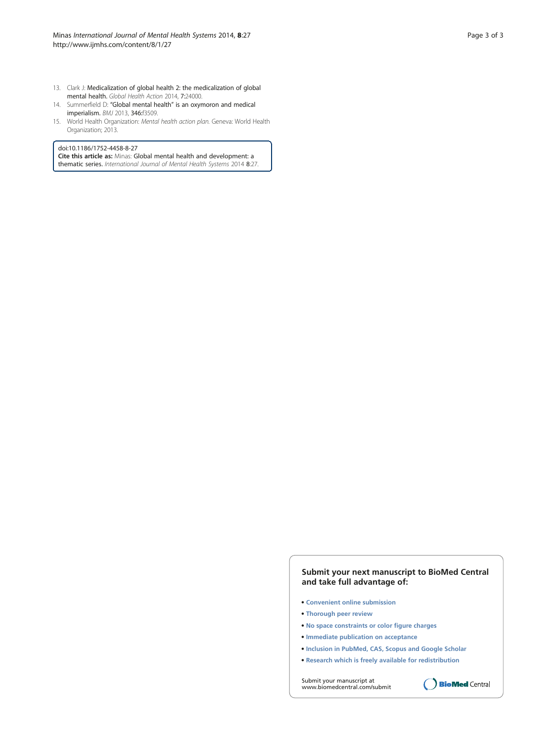13. Clark J: **Medicalization of global health 2: the medicalization of global mental health.** *Global Health Action* 2014, **7**:24000.
14. Summerfield D: **"Global mental health" is an oxymoron and medical imperialism.** *BMJ* 2013, **346**:f3509.
15. World Health Organization: *Mental health action plan.* Geneva: World Health Organization; 2013.

doi:10.1186/1752-4458-8-27
**Cite this article as:** Minas: Global mental health and development: a thematic series. *International Journal of Mental Health Systems* 2014 **8**:27.

**Submit your next manuscript to BioMed Central and take full advantage of:**

- **Convenient online submission**
- **Thorough peer review**
- **No space constraints or color figure charges**
- **Immediate publication on acceptance**
- **Inclusion in PubMed, CAS, Scopus and Google Scholar**
- **Research which is freely available for redistribution**

Submit your manuscript at
www.biomedcentral.com/submit

BioMed Central